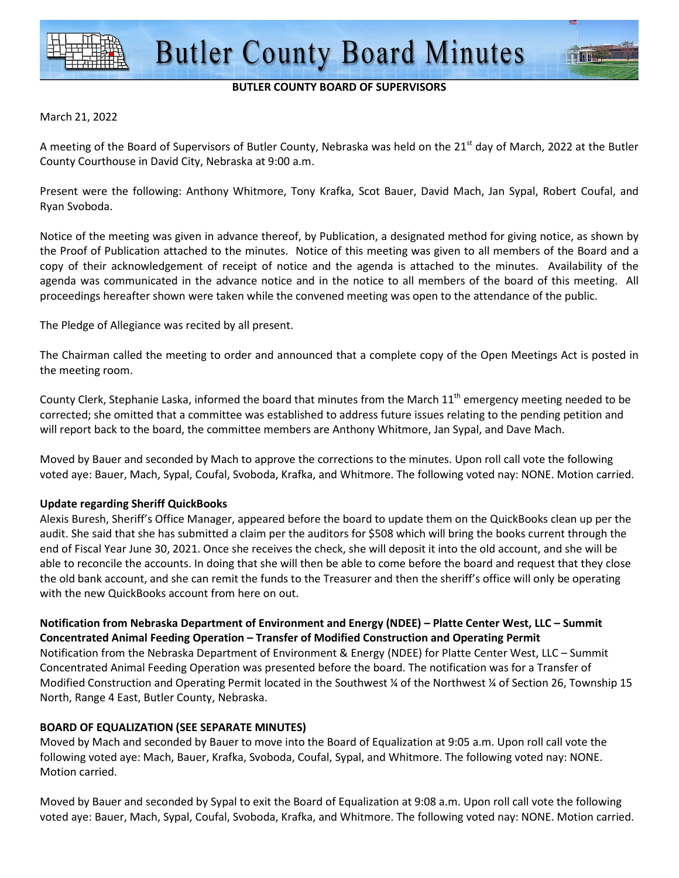# Butler County Board Minutes

**BUTLER COUNTY BOARD OF SUPERVISORS**

March 21, 2022

A meeting of the Board of Supervisors of Butler County, Nebraska was held on the 21st day of March, 2022 at the Butler County Courthouse in David City, Nebraska at 9:00 a.m.

Present were the following: Anthony Whitmore, Tony Krafka, Scot Bauer, David Mach, Jan Sypal, Robert Coufal, and Ryan Svoboda.

Notice of the meeting was given in advance thereof, by Publication, a designated method for giving notice, as shown by the Proof of Publication attached to the minutes. Notice of this meeting was given to all members of the Board and a copy of their acknowledgement of receipt of notice and the agenda is attached to the minutes. Availability of the agenda was communicated in the advance notice and in the notice to all members of the board of this meeting. All proceedings hereafter shown were taken while the convened meeting was open to the attendance of the public.

The Pledge of Allegiance was recited by all present.

The Chairman called the meeting to order and announced that a complete copy of the Open Meetings Act is posted in the meeting room.

County Clerk, Stephanie Laska, informed the board that minutes from the March 11th emergency meeting needed to be corrected; she omitted that a committee was established to address future issues relating to the pending petition and will report back to the board, the committee members are Anthony Whitmore, Jan Sypal, and Dave Mach.

Moved by Bauer and seconded by Mach to approve the corrections to the minutes. Upon roll call vote the following voted aye: Bauer, Mach, Sypal, Coufal, Svoboda, Krafka, and Whitmore. The following voted nay: NONE. Motion carried.

**Update regarding Sheriff QuickBooks**

Alexis Buresh, Sheriff's Office Manager, appeared before the board to update them on the QuickBooks clean up per the audit. She said that she has submitted a claim per the auditors for $508 which will bring the books current through the end of Fiscal Year June 30, 2021. Once she receives the check, she will deposit it into the old account, and she will be able to reconcile the accounts. In doing that she will then be able to come before the board and request that they close the old bank account, and she can remit the funds to the Treasurer and then the sheriff's office will only be operating with the new QuickBooks account from here on out.

**Notification from Nebraska Department of Environment and Energy (NDEE) – Platte Center West, LLC – Summit Concentrated Animal Feeding Operation – Transfer of Modified Construction and Operating Permit**

Notification from the Nebraska Department of Environment & Energy (NDEE) for Platte Center West, LLC – Summit Concentrated Animal Feeding Operation was presented before the board. The notification was for a Transfer of Modified Construction and Operating Permit located in the Southwest ¼ of the Northwest ¼ of Section 26, Township 15 North, Range 4 East, Butler County, Nebraska.

**BOARD OF EQUALIZATION (SEE SEPARATE MINUTES)**

Moved by Mach and seconded by Bauer to move into the Board of Equalization at 9:05 a.m. Upon roll call vote the following voted aye: Mach, Bauer, Krafka, Svoboda, Coufal, Sypal, and Whitmore. The following voted nay: NONE. Motion carried.

Moved by Bauer and seconded by Sypal to exit the Board of Equalization at 9:08 a.m. Upon roll call vote the following voted aye: Bauer, Mach, Sypal, Coufal, Svoboda, Krafka, and Whitmore. The following voted nay: NONE. Motion carried.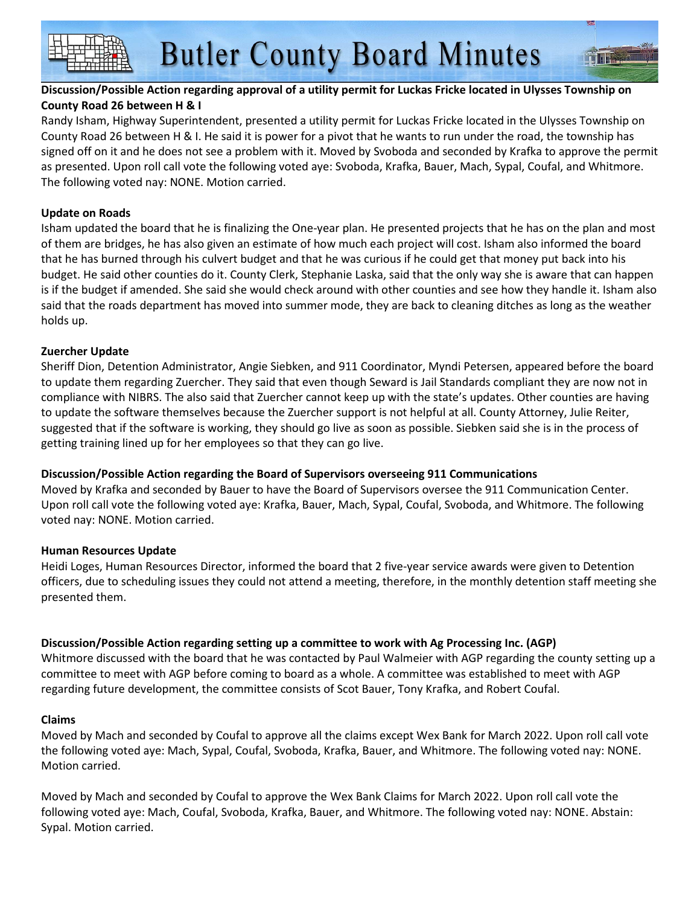**Discussion/Possible Action regarding approval of a utility permit for Luckas Fricke located in Ulysses Township on County Road 26 between H & I**

Randy Isham, Highway Superintendent, presented a utility permit for Luckas Fricke located in the Ulysses Township on County Road 26 between H & I. He said it is power for a pivot that he wants to run under the road, the township has signed off on it and he does not see a problem with it. Moved by Svoboda and seconded by Krafka to approve the permit as presented. Upon roll call vote the following voted aye: Svoboda, Krafka, Bauer, Mach, Sypal, Coufal, and Whitmore. The following voted nay: NONE. Motion carried.

**Update on Roads**

Isham updated the board that he is finalizing the One-year plan. He presented projects that he has on the plan and most of them are bridges, he has also given an estimate of how much each project will cost. Isham also informed the board that he has burned through his culvert budget and that he was curious if he could get that money put back into his budget. He said other counties do it. County Clerk, Stephanie Laska, said that the only way she is aware that can happen is if the budget if amended. She said she would check around with other counties and see how they handle it. Isham also said that the roads department has moved into summer mode, they are back to cleaning ditches as long as the weather holds up.

**Zuercher Update**

Sheriff Dion, Detention Administrator, Angie Siebken, and 911 Coordinator, Myndi Petersen, appeared before the board to update them regarding Zuercher. They said that even though Seward is Jail Standards compliant they are now not in compliance with NIBRS. The also said that Zuercher cannot keep up with the state's updates. Other counties are having to update the software themselves because the Zuercher support is not helpful at all. County Attorney, Julie Reiter, suggested that if the software is working, they should go live as soon as possible. Siebken said she is in the process of getting training lined up for her employees so that they can go live.

**Discussion/Possible Action regarding the Board of Supervisors overseeing 911 Communications**

Moved by Krafka and seconded by Bauer to have the Board of Supervisors oversee the 911 Communication Center. Upon roll call vote the following voted aye: Krafka, Bauer, Mach, Sypal, Coufal, Svoboda, and Whitmore. The following voted nay: NONE. Motion carried.

**Human Resources Update**

Heidi Loges, Human Resources Director, informed the board that 2 five-year service awards were given to Detention officers, due to scheduling issues they could not attend a meeting, therefore, in the monthly detention staff meeting she presented them.

**Discussion/Possible Action regarding setting up a committee to work with Ag Processing Inc. (AGP)**

Whitmore discussed with the board that he was contacted by Paul Walmeier with AGP regarding the county setting up a committee to meet with AGP before coming to board as a whole. A committee was established to meet with AGP regarding future development, the committee consists of Scot Bauer, Tony Krafka, and Robert Coufal.

**Claims**

Moved by Mach and seconded by Coufal to approve all the claims except Wex Bank for March 2022. Upon roll call vote the following voted aye: Mach, Sypal, Coufal, Svoboda, Krafka, Bauer, and Whitmore. The following voted nay: NONE. Motion carried.

Moved by Mach and seconded by Coufal to approve the Wex Bank Claims for March 2022. Upon roll call vote the following voted aye: Mach, Coufal, Svoboda, Krafka, Bauer, and Whitmore. The following voted nay: NONE. Abstain: Sypal. Motion carried.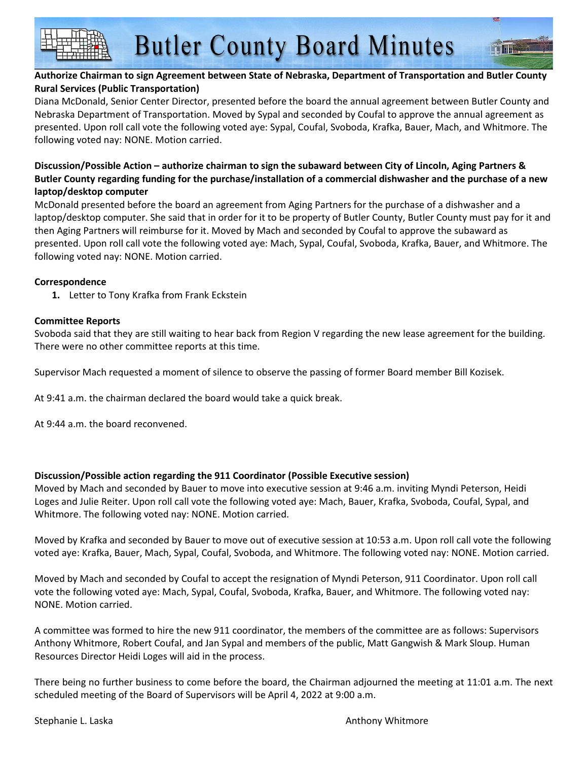**Authorize Chairman to sign Agreement between State of Nebraska, Department of Transportation and Butler County Rural Services (Public Transportation)**

Diana McDonald, Senior Center Director, presented before the board the annual agreement between Butler County and Nebraska Department of Transportation. Moved by Sypal and seconded by Coufal to approve the annual agreement as presented. Upon roll call vote the following voted aye: Sypal, Coufal, Svoboda, Krafka, Bauer, Mach, and Whitmore. The following voted nay: NONE. Motion carried.

**Discussion/Possible Action – authorize chairman to sign the subaward between City of Lincoln, Aging Partners & Butler County regarding funding for the purchase/installation of a commercial dishwasher and the purchase of a new laptop/desktop computer**

McDonald presented before the board an agreement from Aging Partners for the purchase of a dishwasher and a laptop/desktop computer. She said that in order for it to be property of Butler County, Butler County must pay for it and then Aging Partners will reimburse for it. Moved by Mach and seconded by Coufal to approve the subaward as presented. Upon roll call vote the following voted aye: Mach, Sypal, Coufal, Svoboda, Krafka, Bauer, and Whitmore. The following voted nay: NONE. Motion carried.

**Correspondence**

1. Letter to Tony Krafka from Frank Eckstein

**Committee Reports**

Svoboda said that they are still waiting to hear back from Region V regarding the new lease agreement for the building. There were no other committee reports at this time.

Supervisor Mach requested a moment of silence to observe the passing of former Board member Bill Kozisek.

At 9:41 a.m. the chairman declared the board would take a quick break.

At 9:44 a.m. the board reconvened.

**Discussion/Possible action regarding the 911 Coordinator (Possible Executive session)**

Moved by Mach and seconded by Bauer to move into executive session at 9:46 a.m. inviting Myndi Peterson, Heidi Loges and Julie Reiter. Upon roll call vote the following voted aye: Mach, Bauer, Krafka, Svoboda, Coufal, Sypal, and Whitmore. The following voted nay: NONE. Motion carried.

Moved by Krafka and seconded by Bauer to move out of executive session at 10:53 a.m. Upon roll call vote the following voted aye: Krafka, Bauer, Mach, Sypal, Coufal, Svoboda, and Whitmore. The following voted nay: NONE. Motion carried.

Moved by Mach and seconded by Coufal to accept the resignation of Myndi Peterson, 911 Coordinator. Upon roll call vote the following voted aye: Mach, Sypal, Coufal, Svoboda, Krafka, Bauer, and Whitmore. The following voted nay: NONE. Motion carried.

A committee was formed to hire the new 911 coordinator, the members of the committee are as follows: Supervisors Anthony Whitmore, Robert Coufal, and Jan Sypal and members of the public, Matt Gangwish & Mark Sloup. Human Resources Director Heidi Loges will aid in the process.

There being no further business to come before the board, the Chairman adjourned the meeting at 11:01 a.m. The next scheduled meeting of the Board of Supervisors will be April 4, 2022 at 9:00 a.m.

Stephanie L. Laska　　　　　　　　　　Anthony Whitmore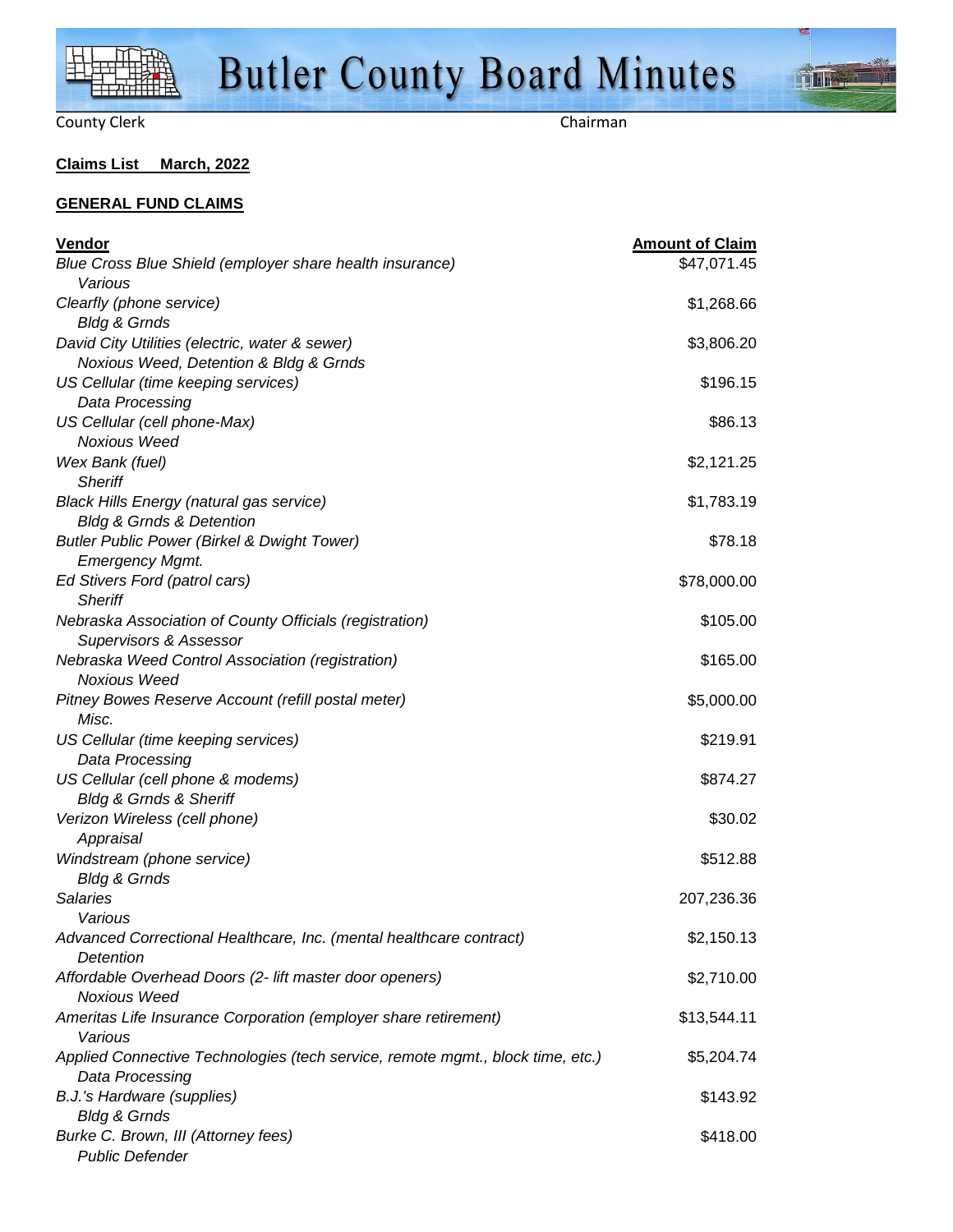County Clerk Chairman

**Claims List March, 2022**

**GENERAL FUND CLAIMS**

| Vendor | Amount of Claim |
|---|---|
| *Blue Cross Blue Shield (employer share health insurance)*<br>*Various* | $47,071.45 |
| *Clearfly (phone service)*<br>*Bldg & Grnds* | $1,268.66 |
| *David City Utilities (electric, water & sewer)*<br>*Noxious Weed, Detention & Bldg & Grnds* | $3,806.20 |
| *US Cellular (time keeping services)*<br>*Data Processing* | $196.15 |
| *US Cellular (cell phone-Max)*<br>*Noxious Weed* | $86.13 |
| *Wex Bank (fuel)*<br>*Sheriff* | $2,121.25 |
| *Black Hills Energy (natural gas service)*<br>*Bldg & Grnds & Detention* | $1,783.19 |
| *Butler Public Power (Birkel & Dwight Tower)*<br>*Emergency Mgmt.* | $78.18 |
| *Ed Stivers Ford (patrol cars)*<br>*Sheriff* | $78,000.00 |
| *Nebraska Association of County Officials (registration)*<br>*Supervisors & Assessor* | $105.00 |
| *Nebraska Weed Control Association (registration)*<br>*Noxious Weed* | $165.00 |
| *Pitney Bowes Reserve Account (refill postal meter)*<br>*Misc.* | $5,000.00 |
| *US Cellular (time keeping services)*<br>*Data Processing* | $219.91 |
| *US Cellular (cell phone & modems)*<br>*Bldg & Grnds & Sheriff* | $874.27 |
| *Verizon Wireless (cell phone)*<br>*Appraisal* | $30.02 |
| *Windstream (phone service)*<br>*Bldg & Grnds* | $512.88 |
| *Salaries*<br>*Various* | 207,236.36 |
| *Advanced Correctional Healthcare, Inc. (mental healthcare contract)*<br>*Detention* | $2,150.13 |
| *Affordable Overhead Doors (2- lift master door openers)*<br>*Noxious Weed* | $2,710.00 |
| *Ameritas Life Insurance Corporation (employer share retirement)*<br>*Various* | $13,544.11 |
| *Applied Connective Technologies (tech service, remote mgmt., block time, etc.)*<br>*Data Processing* | $5,204.74 |
| *B.J.'s Hardware (supplies)*<br>*Bldg & Grnds* | $143.92 |
| *Burke C. Brown, III (Attorney fees)*<br>*Public Defender* | $418.00 |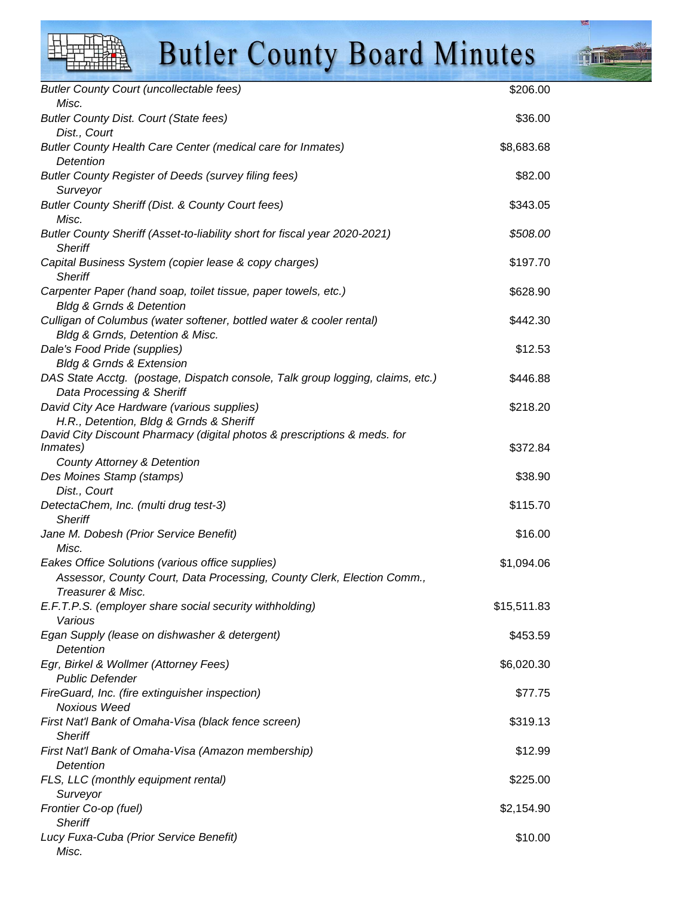| Vendor / Department | Amount |
|---|---|
| *Butler County Court (uncollectable fees)*<br>*Misc.* | $206.00 |
| *Butler County Dist. Court (State fees)*<br>*Dist., Court* | $36.00 |
| *Butler County Health Care Center (medical care for Inmates)*<br>*Detention* | $8,683.68 |
| *Butler County Register of Deeds (survey filing fees)*<br>*Surveyor* | $82.00 |
| *Butler County Sheriff (Dist. & County Court fees)*<br>*Misc.* | $343.05 |
| *Butler County Sheriff (Asset-to-liability short for fiscal year 2020-2021)*<br>*Sheriff* | *$508.00* |
| *Capital Business System (copier lease & copy charges)*<br>*Sheriff* | $197.70 |
| *Carpenter Paper (hand soap, toilet tissue, paper towels, etc.)*<br>*Bldg & Grnds & Detention* | $628.90 |
| *Culligan of Columbus (water softener, bottled water & cooler rental)*<br>*Bldg & Grnds, Detention & Misc.* | $442.30 |
| *Dale's Food Pride (supplies)*<br>*Bldg & Grnds & Extension* | $12.53 |
| *DAS State Acctg. (postage, Dispatch console, Talk group logging, claims, etc.)*<br>*Data Processing & Sheriff* | $446.88 |
| *David City Ace Hardware (various supplies)*<br>*H.R., Detention, Bldg & Grnds & Sheriff* | $218.20 |
| *David City Discount Pharmacy (digital photos & prescriptions & meds. for Inmates)*<br>*County Attorney & Detention* | $372.84 |
| *Des Moines Stamp (stamps)*<br>*Dist., Court* | $38.90 |
| *DetectaChem, Inc. (multi drug test-3)*<br>*Sheriff* | $115.70 |
| *Jane M. Dobesh (Prior Service Benefit)*<br>*Misc.* | $16.00 |
| *Eakes Office Solutions (various office supplies)*<br>*Assessor, County Court, Data Processing, County Clerk, Election Comm., Treasurer & Misc.* | $1,094.06 |
| *E.F.T.P.S. (employer share social security withholding)*<br>*Various* | $15,511.83 |
| *Egan Supply (lease on dishwasher & detergent)*<br>*Detention* | $453.59 |
| *Egr, Birkel & Wollmer (Attorney Fees)*<br>*Public Defender* | $6,020.30 |
| *FireGuard, Inc. (fire extinguisher inspection)*<br>*Noxious Weed* | $77.75 |
| *First Nat'l Bank of Omaha-Visa (black fence screen)*<br>*Sheriff* | $319.13 |
| *First Nat'l Bank of Omaha-Visa (Amazon membership)*<br>*Detention* | $12.99 |
| *FLS, LLC (monthly equipment rental)*<br>*Surveyor* | $225.00 |
| *Frontier Co-op (fuel)*<br>*Sheriff* | $2,154.90 |
| *Lucy Fuxa-Cuba (Prior Service Benefit)*<br>*Misc.* | $10.00 |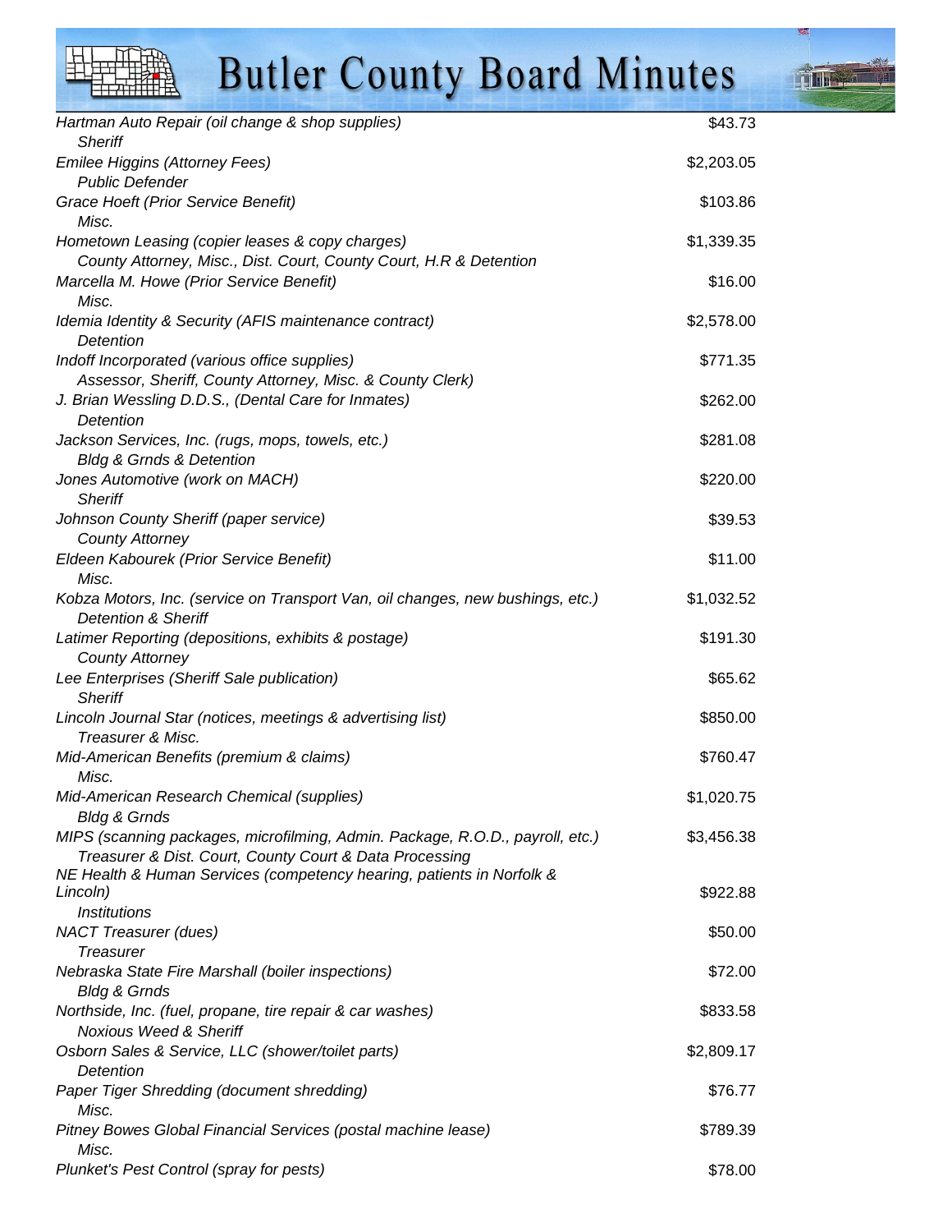| Vendor | Amount |
|---|---|
| *Hartman Auto Repair (oil change & shop supplies)*<br>*Sheriff* | $43.73 |
| *Emilee Higgins (Attorney Fees)*<br>*Public Defender* | $2,203.05 |
| *Grace Hoeft (Prior Service Benefit)*<br>*Misc.* | $103.86 |
| *Hometown Leasing (copier leases & copy charges)*<br>*County Attorney, Misc., Dist. Court, County Court, H.R & Detention* | $1,339.35 |
| *Marcella M. Howe (Prior Service Benefit)*<br>*Misc.* | $16.00 |
| *Idemia Identity & Security (AFIS maintenance contract)*<br>*Detention* | $2,578.00 |
| *Indoff Incorporated (various office supplies)*<br>*Assessor, Sheriff, County Attorney, Misc. & County Clerk)* | $771.35 |
| *J. Brian Wessling D.D.S., (Dental Care for Inmates)*<br>*Detention* | $262.00 |
| *Jackson Services, Inc. (rugs, mops, towels, etc.)*<br>*Bldg & Grnds & Detention* | $281.08 |
| *Jones Automotive (work on MACH)*<br>*Sheriff* | $220.00 |
| *Johnson County Sheriff (paper service)*<br>*County Attorney* | $39.53 |
| *Eldeen Kabourek (Prior Service Benefit)*<br>*Misc.* | $11.00 |
| *Kobza Motors, Inc. (service on Transport Van, oil changes, new bushings, etc.)*<br>*Detention & Sheriff* | $1,032.52 |
| *Latimer Reporting (depositions, exhibits & postage)*<br>*County Attorney* | $191.30 |
| *Lee Enterprises (Sheriff Sale publication)*<br>*Sheriff* | $65.62 |
| *Lincoln Journal Star (notices, meetings & advertising list)*<br>*Treasurer & Misc.* | $850.00 |
| *Mid-American Benefits (premium & claims)*<br>*Misc.* | $760.47 |
| *Mid-American Research Chemical (supplies)*<br>*Bldg & Grnds* | $1,020.75 |
| *MIPS (scanning packages, microfilming, Admin. Package, R.O.D., payroll, etc.)*<br>*Treasurer & Dist. Court, County Court & Data Processing* | $3,456.38 |
| *NE Health & Human Services (competency hearing, patients in Norfolk & Lincoln)*<br>*Institutions* | $922.88 |
| *NACT Treasurer (dues)*<br>*Treasurer* | $50.00 |
| *Nebraska State Fire Marshall (boiler inspections)*<br>*Bldg & Grnds* | $72.00 |
| *Northside, Inc. (fuel, propane, tire repair & car washes)*<br>*Noxious Weed & Sheriff* | $833.58 |
| *Osborn Sales & Service, LLC (shower/toilet parts)*<br>*Detention* | $2,809.17 |
| *Paper Tiger Shredding (document shredding)*<br>*Misc.* | $76.77 |
| *Pitney Bowes Global Financial Services (postal machine lease)*<br>*Misc.* | $789.39 |
| *Plunket's Pest Control (spray for pests)* | $78.00 |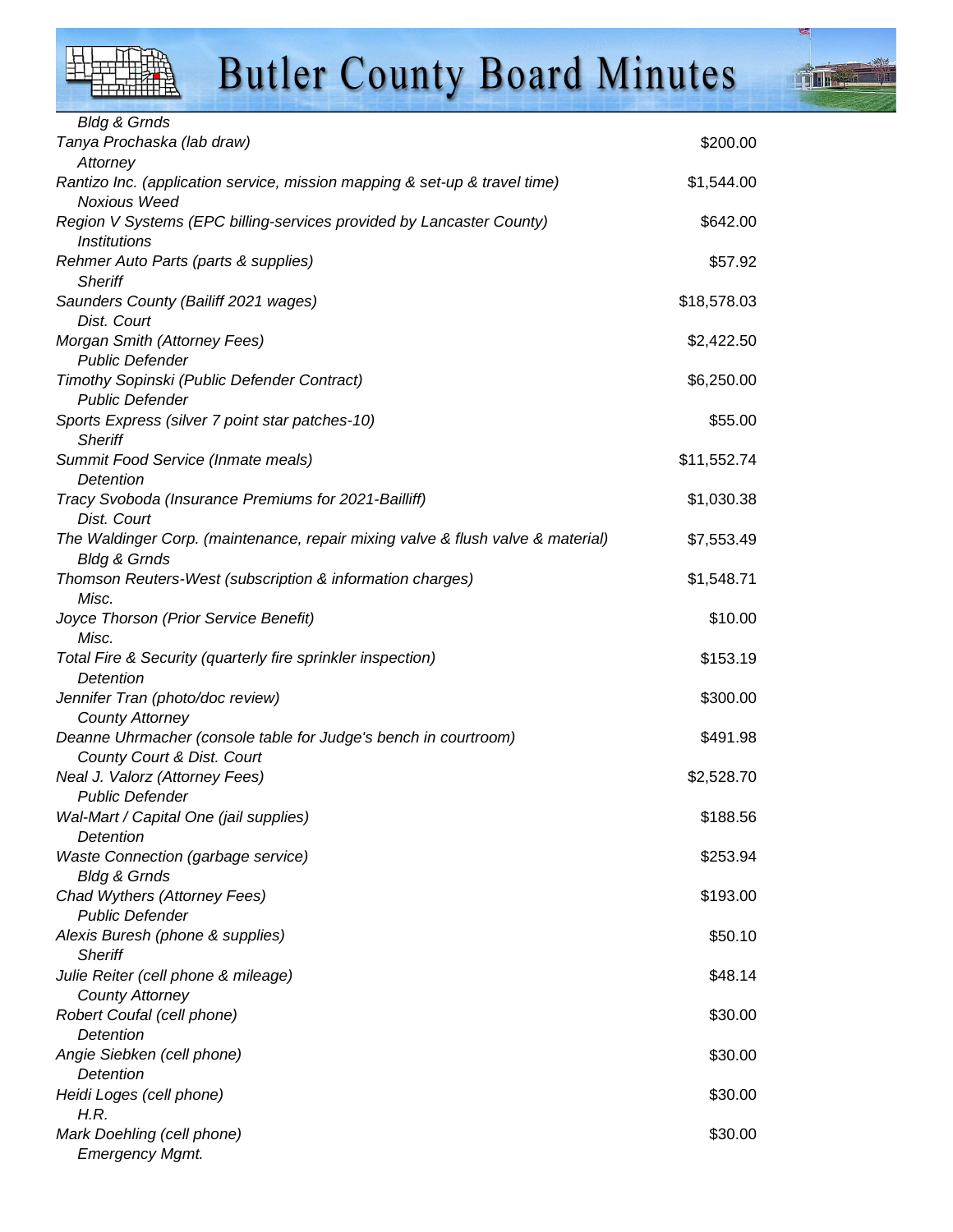*Bldg & Grnds*

| | |
|---|---|
| *Tanya Prochaska (lab draw)* | $200.00 |
| *Attorney* | |
| *Rantizo Inc. (application service, mission mapping & set-up & travel time)* | $1,544.00 |
| *Noxious Weed* | |
| *Region V Systems (EPC billing-services provided by Lancaster County)* | $642.00 |
| *Institutions* | |
| *Rehmer Auto Parts (parts & supplies)* | $57.92 |
| *Sheriff* | |
| *Saunders County (Bailiff 2021 wages)* | $18,578.03 |
| *Dist. Court* | |
| *Morgan Smith (Attorney Fees)* | $2,422.50 |
| *Public Defender* | |
| *Timothy Sopinski (Public Defender Contract)* | $6,250.00 |
| *Public Defender* | |
| *Sports Express (silver 7 point star patches-10)* | $55.00 |
| *Sheriff* | |
| *Summit Food Service (Inmate meals)* | $11,552.74 |
| *Detention* | |
| *Tracy Svoboda (Insurance Premiums for 2021-Bailliff)* | $1,030.38 |
| *Dist. Court* | |
| *The Waldinger Corp. (maintenance, repair mixing valve & flush valve & material)* | $7,553.49 |
| *Bldg & Grnds* | |
| *Thomson Reuters-West (subscription & information charges)* | $1,548.71 |
| *Misc.* | |
| *Joyce Thorson (Prior Service Benefit)* | $10.00 |
| *Misc.* | |
| *Total Fire & Security (quarterly fire sprinkler inspection)* | $153.19 |
| *Detention* | |
| *Jennifer Tran (photo/doc review)* | $300.00 |
| *County Attorney* | |
| *Deanne Uhrmacher (console table for Judge's bench in courtroom)* | $491.98 |
| *County Court & Dist. Court* | |
| *Neal J. Valorz (Attorney Fees)* | $2,528.70 |
| *Public Defender* | |
| *Wal-Mart / Capital One (jail supplies)* | $188.56 |
| *Detention* | |
| *Waste Connection (garbage service)* | $253.94 |
| *Bldg & Grnds* | |
| *Chad Wythers (Attorney Fees)* | $193.00 |
| *Public Defender* | |
| *Alexis Buresh (phone & supplies)* | $50.10 |
| *Sheriff* | |
| *Julie Reiter (cell phone & mileage)* | $48.14 |
| *County Attorney* | |
| *Robert Coufal (cell phone)* | $30.00 |
| *Detention* | |
| *Angie Siebken (cell phone)* | $30.00 |
| *Detention* | |
| *Heidi Loges (cell phone)* | $30.00 |
| *H.R.* | |
| *Mark Doehling (cell phone)* | $30.00 |
| *Emergency Mgmt.* | |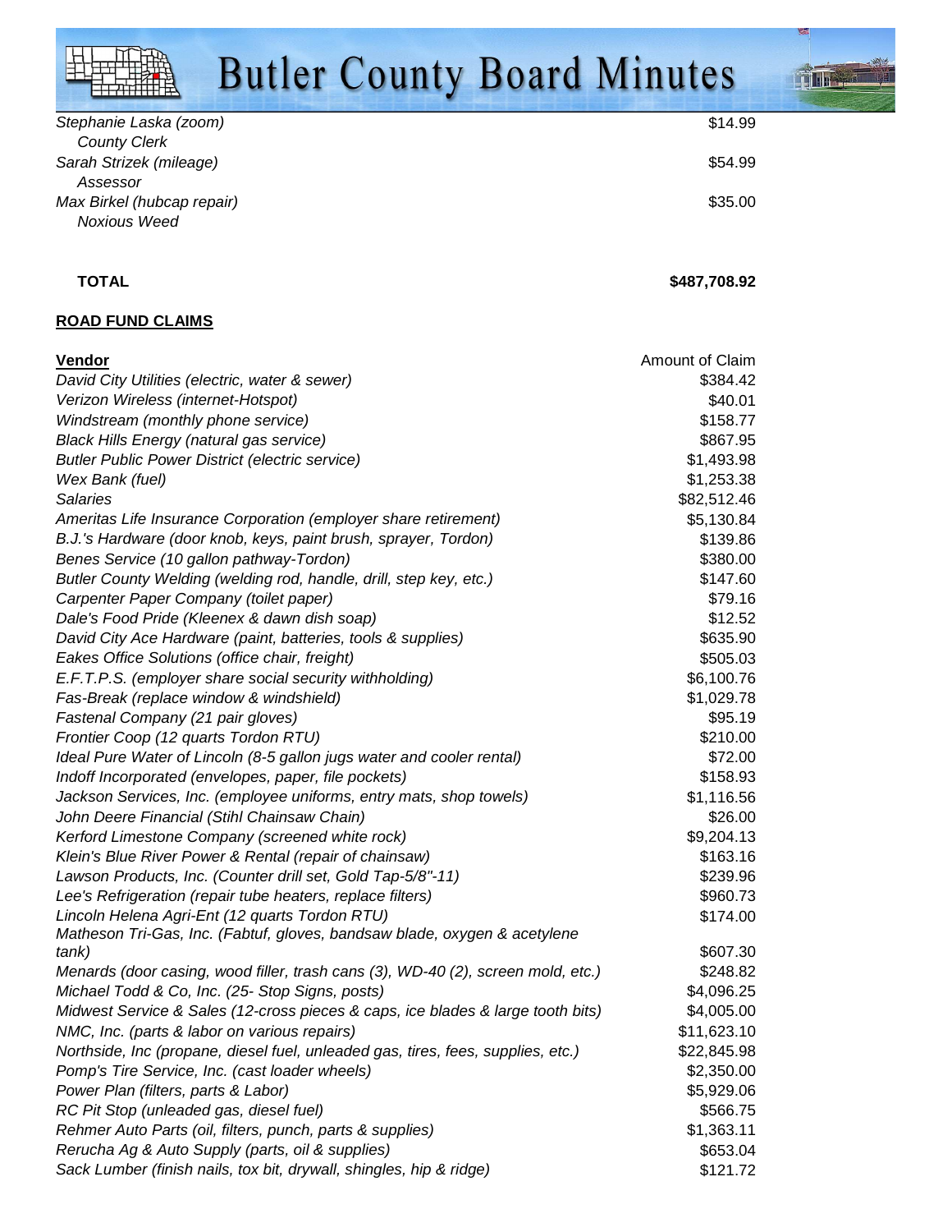| | |
|---|---|
| *Stephanie Laska (zoom)* | $14.99 |
| *County Clerk* | |
| *Sarah Strizek (mileage)* | $54.99 |
| *Assessor* | |
| *Max Birkel (hubcap repair)* | $35.00 |
| *Noxious Weed* | |
| **TOTAL** | **$487,708.92** |

**ROAD FUND CLAIMS**

| **Vendor** | Amount of Claim |
|---|---|
| *David City Utilities (electric, water & sewer)* | $384.42 |
| *Verizon Wireless (internet-Hotspot)* | $40.01 |
| *Windstream (monthly phone service)* | $158.77 |
| *Black Hills Energy (natural gas service)* | $867.95 |
| *Butler Public Power District (electric service)* | $1,493.98 |
| *Wex Bank (fuel)* | $1,253.38 |
| *Salaries* | $82,512.46 |
| *Ameritas Life Insurance Corporation (employer share retirement)* | $5,130.84 |
| *B.J.'s Hardware (door knob, keys, paint brush, sprayer, Tordon)* | $139.86 |
| *Benes Service (10 gallon pathway-Tordon)* | $380.00 |
| *Butler County Welding (welding rod, handle, drill, step key, etc.)* | $147.60 |
| *Carpenter Paper Company (toilet paper)* | $79.16 |
| *Dale's Food Pride (Kleenex & dawn dish soap)* | $12.52 |
| *David City Ace Hardware (paint, batteries, tools & supplies)* | $635.90 |
| *Eakes Office Solutions (office chair, freight)* | $505.03 |
| *E.F.T.P.S. (employer share social security withholding)* | $6,100.76 |
| *Fas-Break (replace window & windshield)* | $1,029.78 |
| *Fastenal Company (21 pair gloves)* | $95.19 |
| *Frontier Coop (12 quarts Tordon RTU)* | $210.00 |
| *Ideal Pure Water of Lincoln (8-5 gallon jugs water and cooler rental)* | $72.00 |
| *Indoff Incorporated (envelopes, paper, file pockets)* | $158.93 |
| *Jackson Services, Inc. (employee uniforms, entry mats, shop towels)* | $1,116.56 |
| *John Deere Financial (Stihl Chainsaw Chain)* | $26.00 |
| *Kerford Limestone Company (screened white rock)* | $9,204.13 |
| *Klein's Blue River Power & Rental (repair of chainsaw)* | $163.16 |
| *Lawson Products, Inc. (Counter drill set, Gold Tap-5/8"-11)* | $239.96 |
| *Lee's Refrigeration (repair tube heaters, replace filters)* | $960.73 |
| *Lincoln Helena Agri-Ent (12 quarts Tordon RTU)* | $174.00 |
| *Matheson Tri-Gas, Inc. (Fabtuf, gloves, bandsaw blade, oxygen & acetylene tank)* | $607.30 |
| *Menards (door casing, wood filler, trash cans (3), WD-40 (2), screen mold, etc.)* | $248.82 |
| *Michael Todd & Co, Inc. (25- Stop Signs, posts)* | $4,096.25 |
| *Midwest Service & Sales (12-cross pieces & caps, ice blades & large tooth bits)* | $4,005.00 |
| *NMC, Inc. (parts & labor on various repairs)* | $11,623.10 |
| *Northside, Inc (propane, diesel fuel, unleaded gas, tires, fees, supplies, etc.)* | $22,845.98 |
| *Pomp's Tire Service, Inc. (cast loader wheels)* | $2,350.00 |
| *Power Plan (filters, parts & Labor)* | $5,929.06 |
| *RC Pit Stop (unleaded gas, diesel fuel)* | $566.75 |
| *Rehmer Auto Parts (oil, filters, punch, parts & supplies)* | $1,363.11 |
| *Rerucha Ag & Auto Supply (parts, oil & supplies)* | $653.04 |
| *Sack Lumber (finish nails, tox bit, drywall, shingles, hip & ridge)* | $121.72 |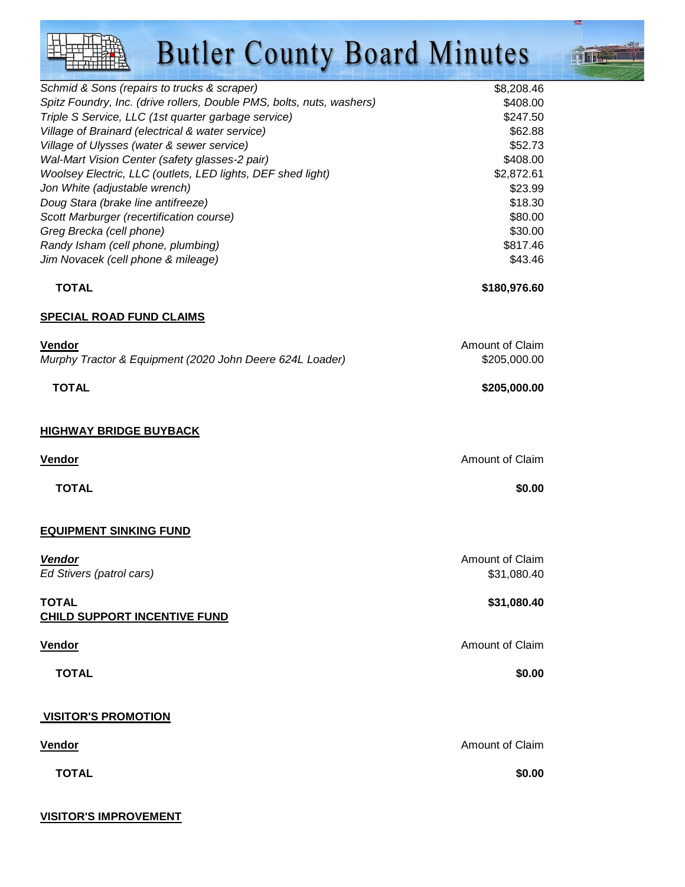| | |
|---|---|
| *Schmid & Sons (repairs to trucks & scraper)* | $8,208.46 |
| *Spitz Foundry, Inc. (drive rollers, Double PMS, bolts, nuts, washers)* | $408.00 |
| *Triple S Service, LLC (1st quarter garbage service)* | $247.50 |
| *Village of Brainard (electrical & water service)* | $62.88 |
| *Village of Ulysses (water & sewer service)* | $52.73 |
| *Wal-Mart Vision Center (safety glasses-2 pair)* | $408.00 |
| *Woolsey Electric, LLC (outlets, LED lights, DEF shed light)* | $2,872.61 |
| *Jon White (adjustable wrench)* | $23.99 |
| *Doug Stara (brake line antifreeze)* | $18.30 |
| *Scott Marburger (recertification course)* | $80.00 |
| *Greg Brecka (cell phone)* | $30.00 |
| *Randy Isham (cell phone, plumbing)* | $817.46 |
| *Jim Novacek (cell phone & mileage)* | $43.46 |
| **TOTAL** | **$180,976.60** |

**SPECIAL ROAD FUND CLAIMS**

| **Vendor** | Amount of Claim |
|---|---|
| *Murphy Tractor & Equipment (2020 John Deere 624L Loader)* | $205,000.00 |
| **TOTAL** | **$205,000.00** |

**HIGHWAY BRIDGE BUYBACK**

| **Vendor** | Amount of Claim |
|---|---|
| **TOTAL** | **$0.00** |

**EQUIPMENT SINKING FUND**

| ***Vendor*** | Amount of Claim |
|---|---|
| *Ed Stivers (patrol cars)* | $31,080.40 |
| **TOTAL** | **$31,080.40** |

**CHILD SUPPORT INCENTIVE FUND**

| **Vendor** | Amount of Claim |
|---|---|
| **TOTAL** | **$0.00** |

**VISITOR'S PROMOTION**

| **Vendor** | Amount of Claim |
|---|---|
| **TOTAL** | **$0.00** |

**VISITOR'S IMPROVEMENT**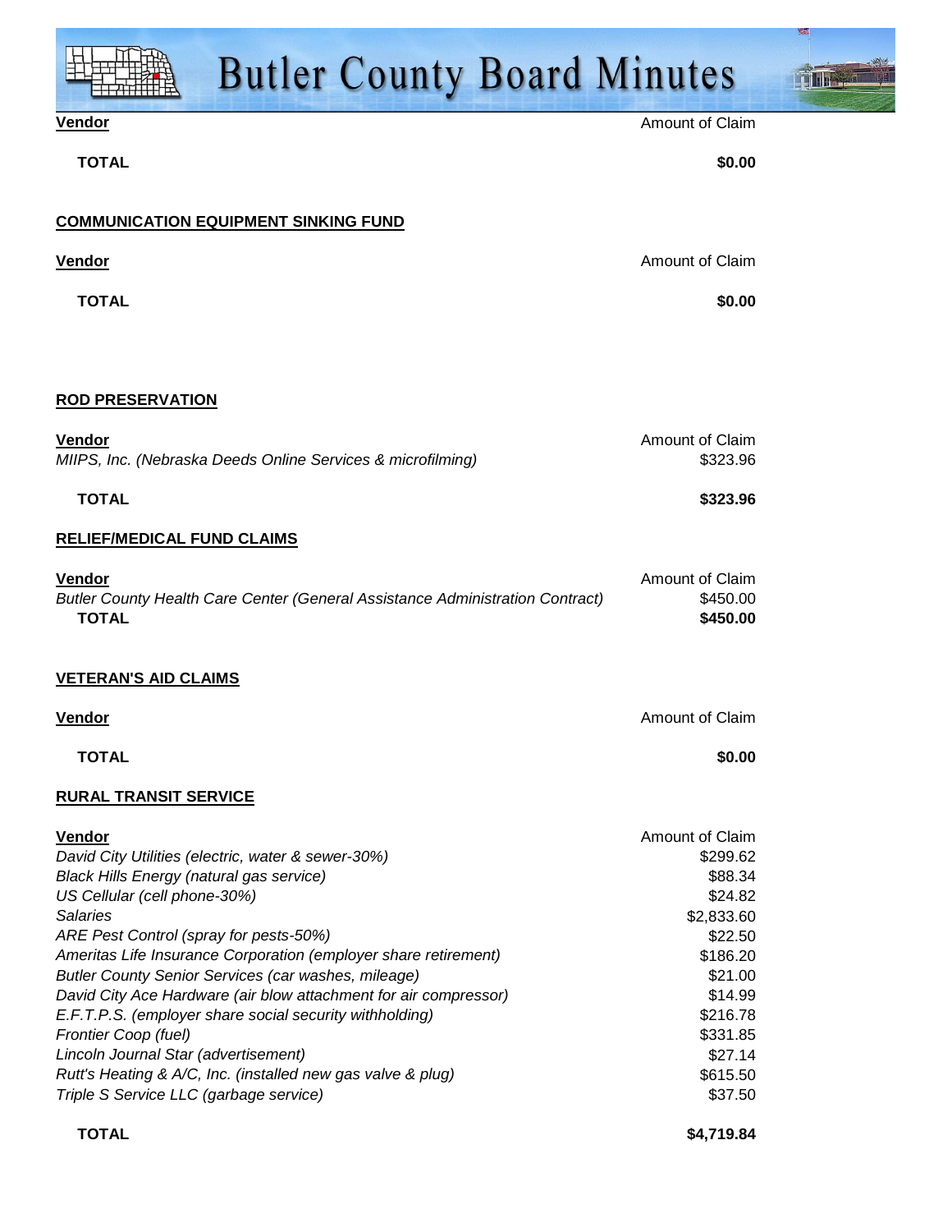| Vendor | Amount of Claim |
|---|---|
| **TOTAL** | **$0.00** |

**COMMUNICATION EQUIPMENT SINKING FUND**

| Vendor | Amount of Claim |
|---|---|
| **TOTAL** | **$0.00** |

**ROD PRESERVATION**

| Vendor | Amount of Claim |
|---|---|
| *MIIPS, Inc. (Nebraska Deeds Online Services & microfilming)* | $323.96 |
| **TOTAL** | **$323.96** |

**RELIEF/MEDICAL FUND CLAIMS**

| Vendor | Amount of Claim |
|---|---|
| *Butler County Health Care Center (General Assistance Administration Contract)* | $450.00 |
| **TOTAL** | **$450.00** |

**VETERAN'S AID CLAIMS**

| Vendor | Amount of Claim |
|---|---|
| **TOTAL** | **$0.00** |

**RURAL TRANSIT SERVICE**

| Vendor | Amount of Claim |
|---|---|
| *David City Utilities (electric, water & sewer-30%)* | $299.62 |
| *Black Hills Energy (natural gas service)* | $88.34 |
| *US Cellular (cell phone-30%)* | $24.82 |
| *Salaries* | $2,833.60 |
| *ARE Pest Control (spray for pests-50%)* | $22.50 |
| *Ameritas Life Insurance Corporation (employer share retirement)* | $186.20 |
| *Butler County Senior Services (car washes, mileage)* | $21.00 |
| *David City Ace Hardware (air blow attachment for air compressor)* | $14.99 |
| *E.F.T.P.S. (employer share social security withholding)* | $216.78 |
| *Frontier Coop (fuel)* | $331.85 |
| *Lincoln Journal Star (advertisement)* | $27.14 |
| *Rutt's Heating & A/C, Inc. (installed new gas valve & plug)* | $615.50 |
| *Triple S Service LLC (garbage service)* | $37.50 |
| **TOTAL** | **$4,719.84** |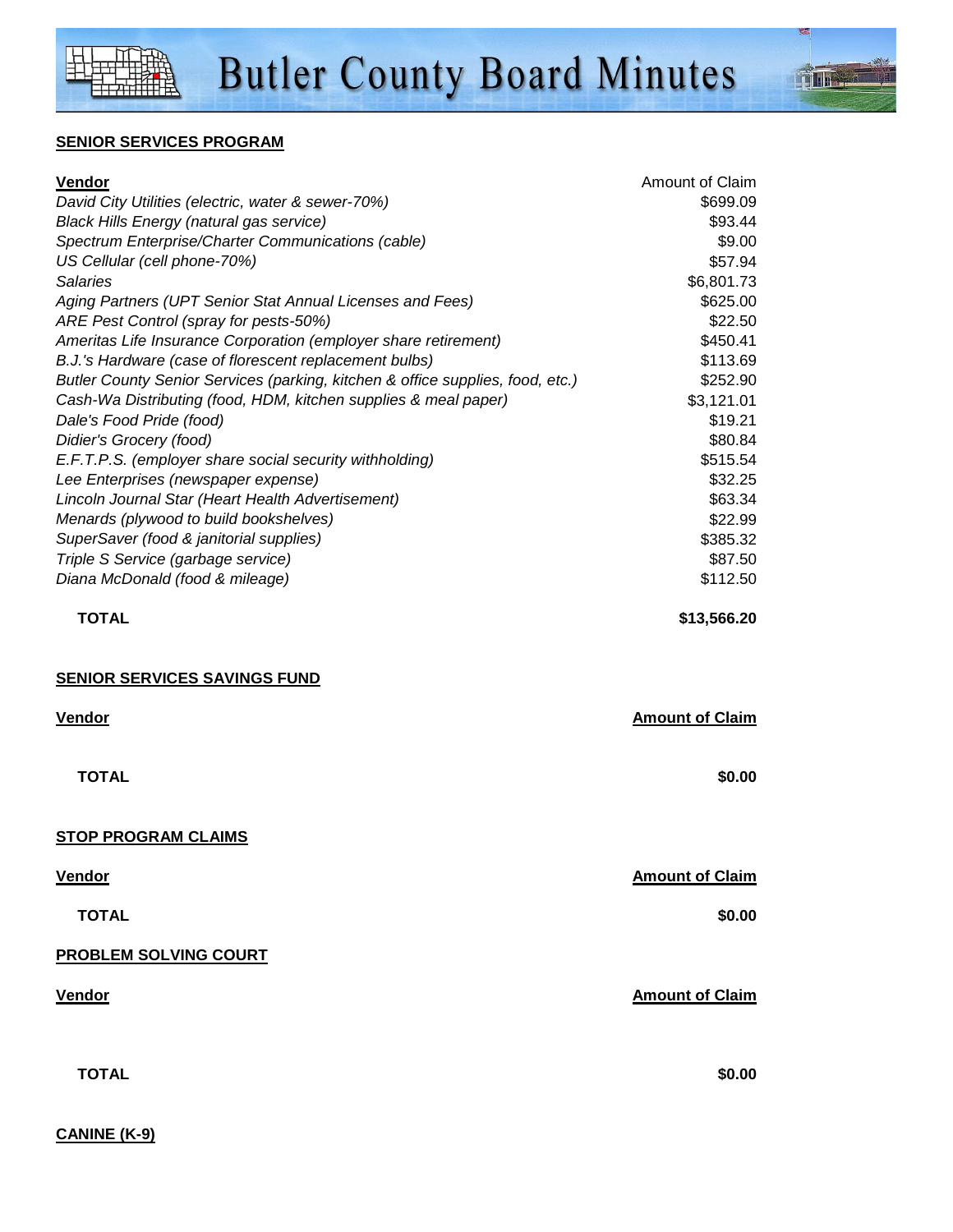**SENIOR SERVICES PROGRAM**

| Vendor | Amount of Claim |
|---|---|
| *David City Utilities (electric, water & sewer-70%)* | $699.09 |
| *Black Hills Energy (natural gas service)* | $93.44 |
| *Spectrum Enterprise/Charter Communications (cable)* | $9.00 |
| *US Cellular (cell phone-70%)* | $57.94 |
| *Salaries* | $6,801.73 |
| *Aging Partners (UPT Senior Stat Annual Licenses and Fees)* | $625.00 |
| *ARE Pest Control (spray for pests-50%)* | $22.50 |
| *Ameritas Life Insurance Corporation (employer share retirement)* | $450.41 |
| *B.J.'s Hardware (case of florescent replacement bulbs)* | $113.69 |
| *Butler County Senior Services (parking, kitchen & office supplies, food, etc.)* | $252.90 |
| *Cash-Wa Distributing (food, HDM, kitchen supplies & meal paper)* | $3,121.01 |
| *Dale's Food Pride (food)* | $19.21 |
| *Didier's Grocery (food)* | $80.84 |
| *E.F.T.P.S. (employer share social security withholding)* | $515.54 |
| *Lee Enterprises (newspaper expense)* | $32.25 |
| *Lincoln Journal Star (Heart Health Advertisement)* | $63.34 |
| *Menards (plywood to build bookshelves)* | $22.99 |
| *SuperSaver (food & janitorial supplies)* | $385.32 |
| *Triple S Service (garbage service)* | $87.50 |
| *Diana McDonald (food & mileage)* | $112.50 |
| **TOTAL** | **$13,566.20** |

**SENIOR SERVICES SAVINGS FUND**

| Vendor | Amount of Claim |
|---|---|
| **TOTAL** | **$0.00** |

**STOP PROGRAM CLAIMS**

| Vendor | Amount of Claim |
|---|---|
| **TOTAL** | **$0.00** |

**PROBLEM SOLVING COURT**

| Vendor | Amount of Claim |
|---|---|
| **TOTAL** | **$0.00** |

**CANINE (K-9)**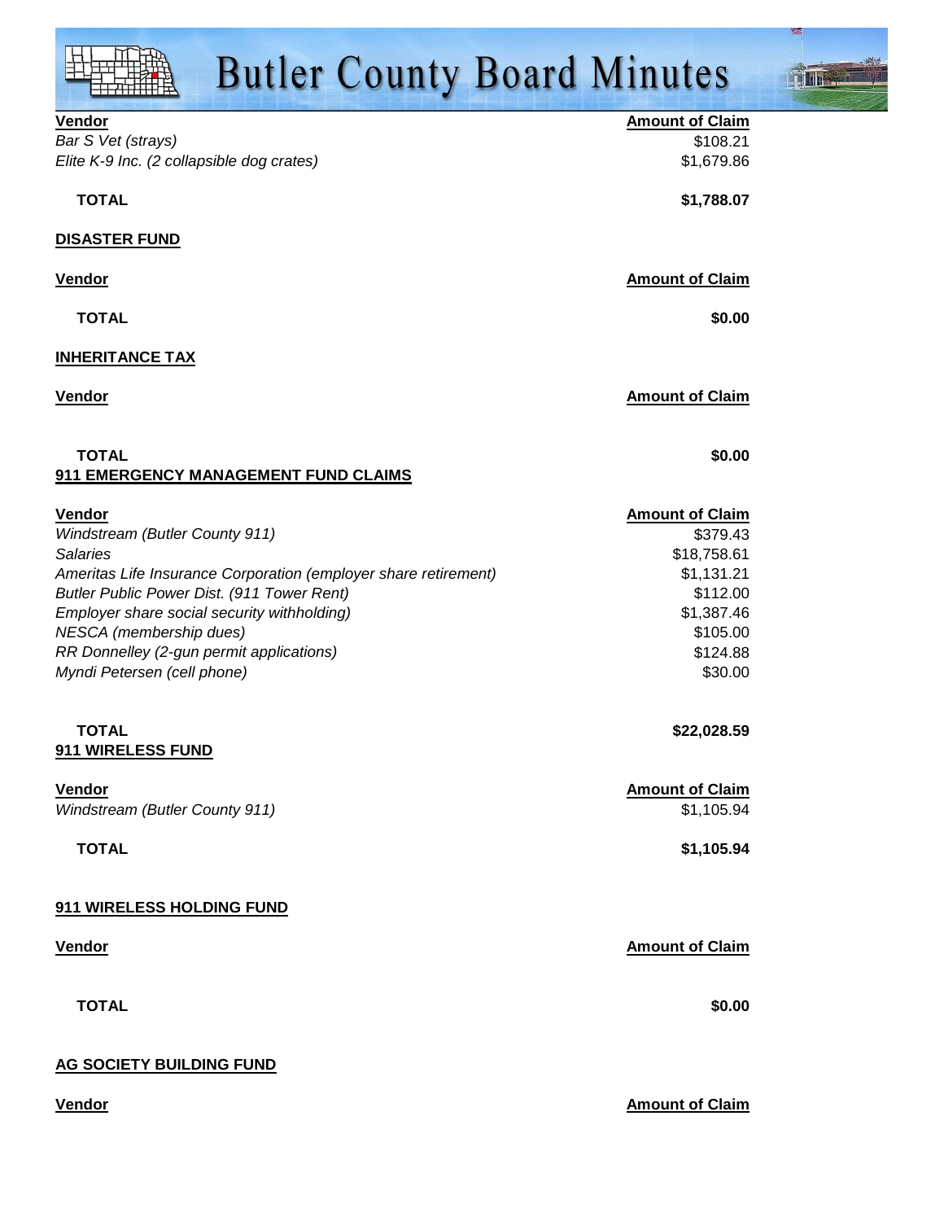| Vendor | Amount of Claim |
|---|---|
| *Bar S Vet (strays)* | $108.21 |
| *Elite K-9 Inc. (2 collapsible dog crates)* | $1,679.86 |
| **TOTAL** | **$1,788.07** |

**DISASTER FUND**

| Vendor | Amount of Claim |
|---|---|
| **TOTAL** | **$0.00** |

**INHERITANCE TAX**

| Vendor | Amount of Claim |
|---|---|
| **TOTAL** | **$0.00** |

**911 EMERGENCY MANAGEMENT FUND CLAIMS**

| Vendor | Amount of Claim |
|---|---|
| *Windstream (Butler County 911)* | $379.43 |
| *Salaries* | $18,758.61 |
| *Ameritas Life Insurance Corporation (employer share retirement)* | $1,131.21 |
| *Butler Public Power Dist. (911 Tower Rent)* | $112.00 |
| *Employer share social security withholding)* | $1,387.46 |
| *NESCA (membership dues)* | $105.00 |
| *RR Donnelley (2-gun permit applications)* | $124.88 |
| *Myndi Petersen (cell phone)* | $30.00 |
| **TOTAL** | **$22,028.59** |

**911 WIRELESS FUND**

| Vendor | Amount of Claim |
|---|---|
| *Windstream (Butler County 911)* | $1,105.94 |
| **TOTAL** | **$1,105.94** |

**911 WIRELESS HOLDING FUND**

| Vendor | Amount of Claim |
|---|---|
| **TOTAL** | **$0.00** |

**AG SOCIETY BUILDING FUND**

| Vendor | Amount of Claim |
|---|---|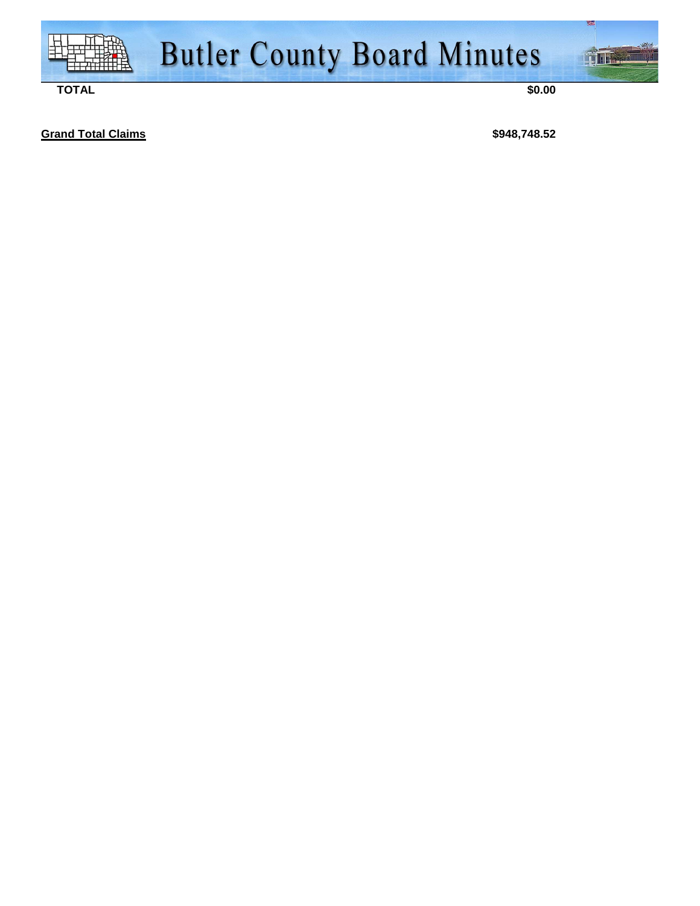| | |
|---|---|
| **TOTAL** | **$0.00** |

| | |
|---|---|
| **Grand Total Claims** | **$948,748.52** |